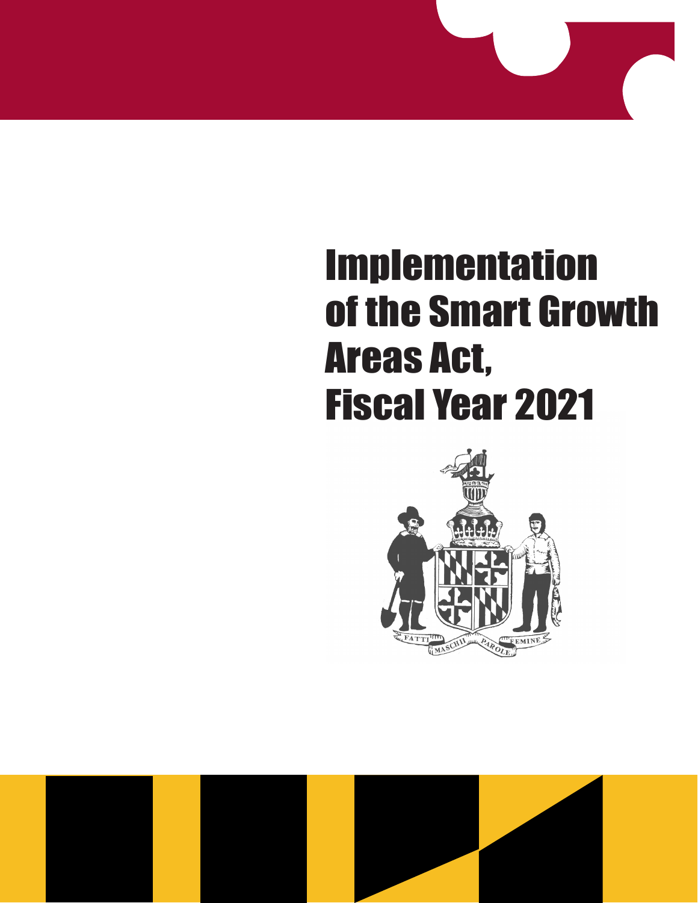# Implementation of the Smart Growth Areas Act, Fiscal Year 2021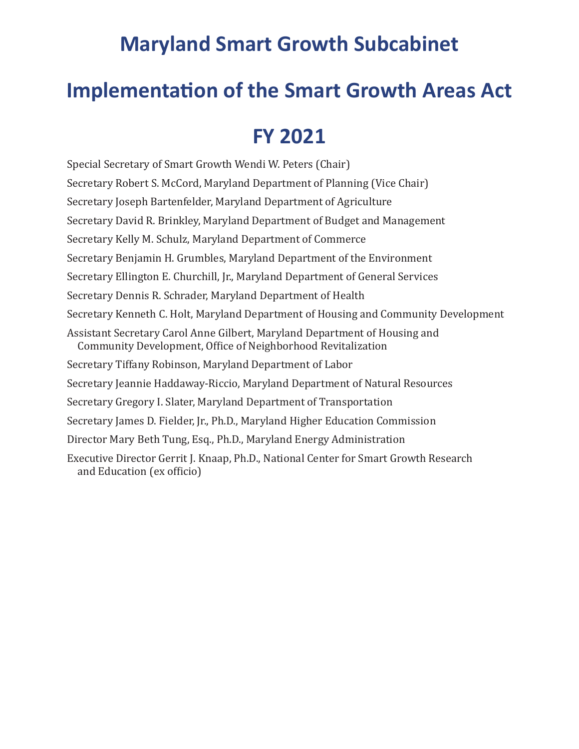# Maryland Smart Growth Subcabinet

# Implementation of the Smart Growth Areas Act

# FY 2021

Special Secretary of Smart Growth Wendi W. Peters (Chair)

Secretary Robert S. McCord, Maryland Department of Planning (Vice Chair)

Secretary Joseph Bartenfelder, Maryland Department of Agriculture

Secretary David R. Brinkley, Maryland Department of Budget and Management

Secretary Kelly M. Schulz, Maryland Department of Commerce

Secretary Benjamin H. Grumbles, Maryland Department of the Environment

Secretary Ellington E. Churchill, Jr., Maryland Department of General Services

Secretary Dennis R. Schrader, Maryland Department of Health

Secretary Kenneth C. Holt, Maryland Department of Housing and Community Development

Assistant Secretary Carol Anne Gilbert, Maryland Department of Housing and Community Development, Office of Neighborhood Revitalization

Secretary Tiffany Robinson, Maryland Department of Labor

Secretary Jeannie Haddaway-Riccio, Maryland Department of Natural Resources

Secretary Gregory I. Slater, Maryland Department of Transportation

Secretary James D. Fielder, Jr., Ph.D., Maryland Higher Education Commission

Director Mary Beth Tung, Esq., Ph.D., Maryland Energy Administration

Executive Director Gerrit J. Knaap, Ph.D., National Center for Smart Growth Research and Education (ex officio)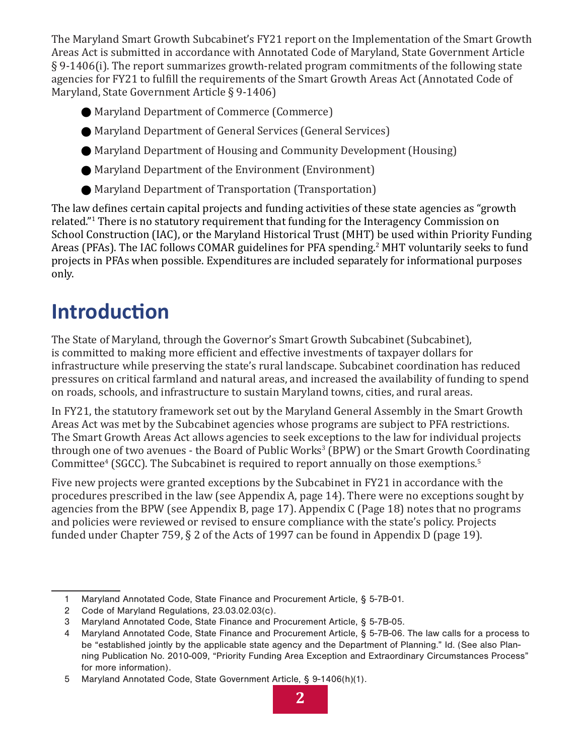The Maryland Smart Growth Subcabinet's FY21 report on the Implementation of the Smart Growth Areas Act is submitted in accordance with Annotated Code of Maryland, State Government Article § 9-1406(i). The report summarizes growth-related program commitments of the following state agencies for FY21 to fulfill the requirements of the Smart Growth Areas Act (Annotated Code of Maryland, State Government Article § 9-1406)

- Maryland Department of Commerce (Commerce)
- Maryland Department of General Services (General Services)
- Maryland Department of Housing and Community Development (Housing)
- Maryland Department of the Environment (Environment)
- Maryland Department of Transportation (Transportation)

The law defines certain capital projects and funding activities of these state agencies as "growth related."[1] There is no statutory requirement that funding for the Interagency Commission on School Construction (IAC), or the Maryland Historical Trust (MHT) be used within Priority Funding Areas (PFAs). The IAC follows COMAR guidelines for PFA spending.[2] MHT voluntarily seeks to fund projects in PFAs when possible. Expenditures are included separately for informational purposes only.

# Introduction

The State of Maryland, through the Governor's Smart Growth Subcabinet (Subcabinet), is committed to making more efficient and effective investments of taxpayer dollars for infrastructure while preserving the state's rural landscape. Subcabinet coordination has reduced pressures on critical farmland and natural areas, and increased the availability of funding to spend on roads, schools, and infrastructure to sustain Maryland towns, cities, and rural areas.

In FY21, the statutory framework set out by the Maryland General Assembly in the Smart Growth Areas Act was met by the Subcabinet agencies whose programs are subject to PFA restrictions. The Smart Growth Areas Act allows agencies to seek exceptions to the law for individual projects through one of two avenues - the Board of Public Works[3] (BPW) or the Smart Growth Coordinating Committee[4] (SGCC). The Subcabinet is required to report annually on those exemptions.[5]

Five new projects were granted exceptions by the Subcabinet in FY21 in accordance with the procedures prescribed in the law (see Appendix A, page 14). There were no exceptions sought by agencies from the BPW (see Appendix B, page 17). Appendix C (Page 18) notes that no programs and policies were reviewed or revised to ensure compliance with the state's policy. Projects funded under Chapter 759, § 2 of the Acts of 1997 can be found in Appendix D (page 19).

---

1 Maryland Annotated Code, State Finance and Procurement Article, § 5-7B-01.

2 Code of Maryland Regulations, 23.03.02.03(c).

3 Maryland Annotated Code, State Finance and Procurement Article, § 5-7B-05.

4 Maryland Annotated Code, State Finance and Procurement Article, § 5-7B-06. The law calls for a process to be "established jointly by the applicable state agency and the Department of Planning." Id. (See also Planning Publication No. 2010-009, "Priority Funding Area Exception and Extraordinary Circumstances Process" for more information).

5 Maryland Annotated Code, State Government Article, § 9-1406(h)(1).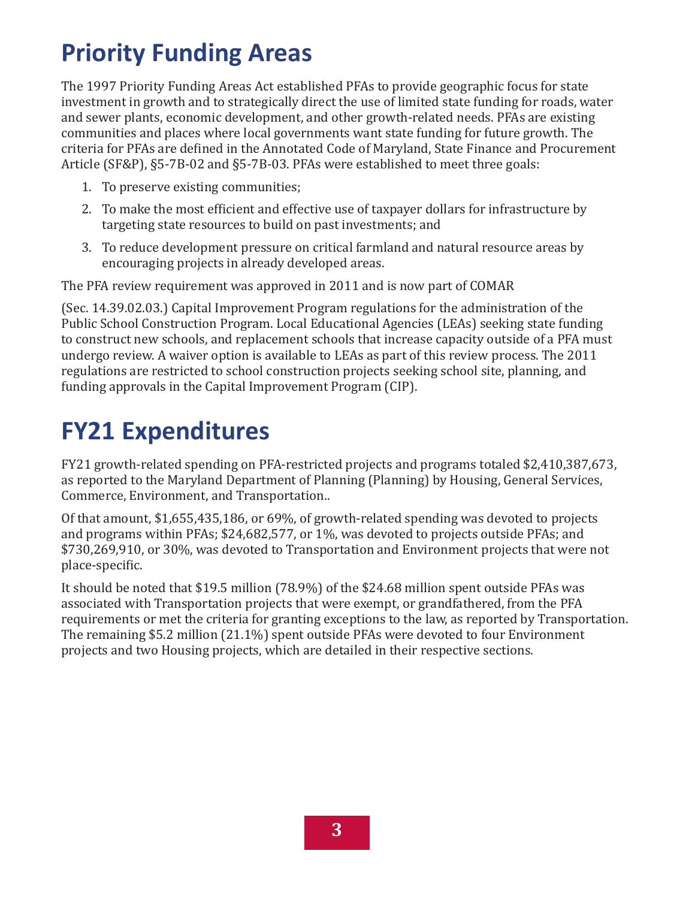# Priority Funding Areas

The 1997 Priority Funding Areas Act established PFAs to provide geographic focus for state investment in growth and to strategically direct the use of limited state funding for roads, water and sewer plants, economic development, and other growth-related needs. PFAs are existing communities and places where local governments want state funding for future growth. The criteria for PFAs are defined in the Annotated Code of Maryland, State Finance and Procurement Article (SF&P), §5-7B-02 and §5-7B-03. PFAs were established to meet three goals:

1. To preserve existing communities;
2. To make the most efficient and effective use of taxpayer dollars for infrastructure by targeting state resources to build on past investments; and
3. To reduce development pressure on critical farmland and natural resource areas by encouraging projects in already developed areas.

The PFA review requirement was approved in 2011 and is now part of COMAR

(Sec. 14.39.02.03.) Capital Improvement Program regulations for the administration of the Public School Construction Program. Local Educational Agencies (LEAs) seeking state funding to construct new schools, and replacement schools that increase capacity outside of a PFA must undergo review. A waiver option is available to LEAs as part of this review process. The 2011 regulations are restricted to school construction projects seeking school site, planning, and funding approvals in the Capital Improvement Program (CIP).

# FY21 Expenditures

FY21 growth-related spending on PFA-restricted projects and programs totaled $2,410,387,673, as reported to the Maryland Department of Planning (Planning) by Housing, General Services, Commerce, Environment, and Transportation..

Of that amount, $1,655,435,186, or 69%, of growth-related spending was devoted to projects and programs within PFAs; $24,682,577, or 1%, was devoted to projects outside PFAs; and $730,269,910, or 30%, was devoted to Transportation and Environment projects that were not place-specific.

It should be noted that $19.5 million (78.9%) of the $24.68 million spent outside PFAs was associated with Transportation projects that were exempt, or grandfathered, from the PFA requirements or met the criteria for granting exceptions to the law, as reported by Transportation. The remaining $5.2 million (21.1%) spent outside PFAs were devoted to four Environment projects and two Housing projects, which are detailed in their respective sections.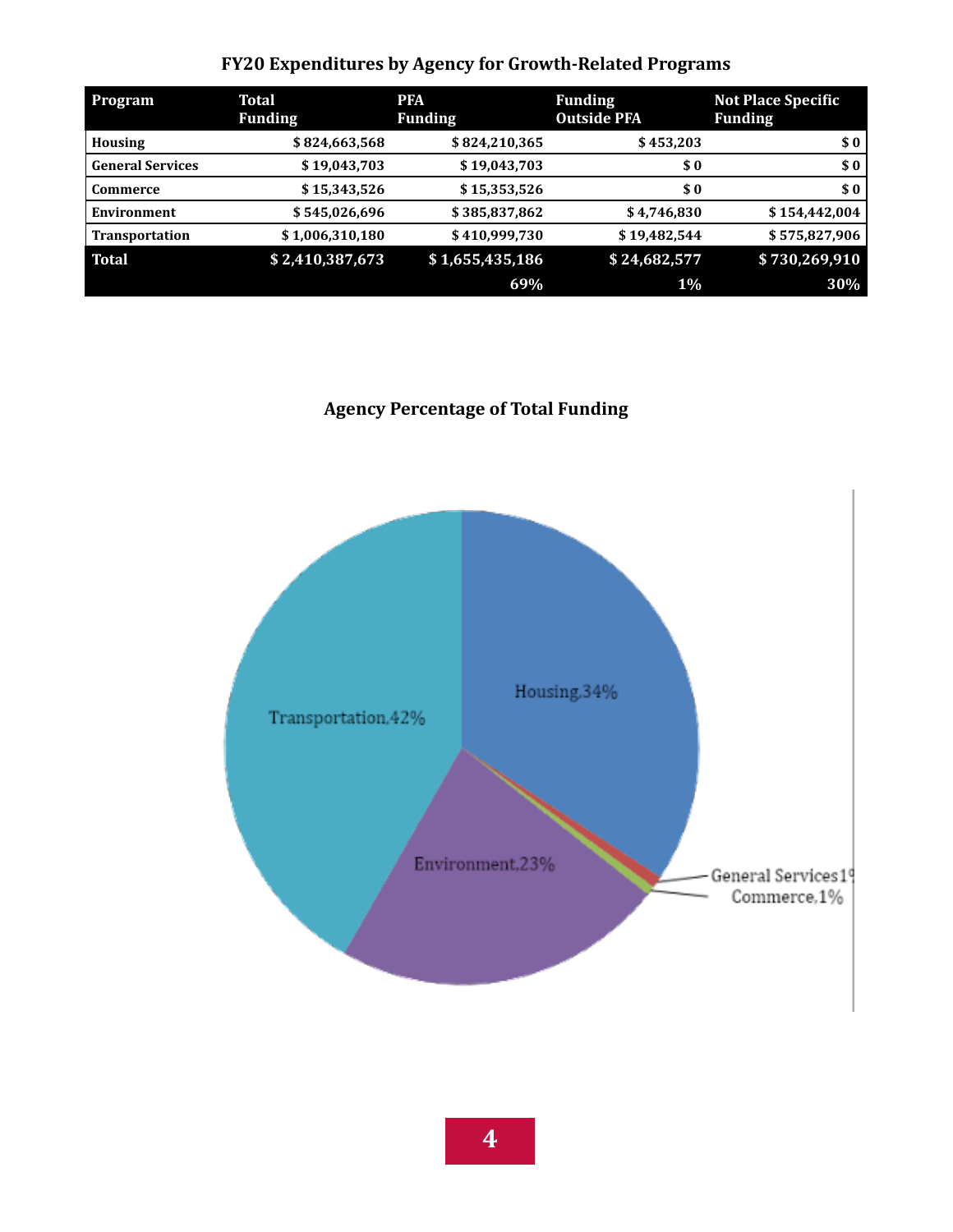## FY20 Expenditures by Agency for Growth-Related Programs

| Program | Total Funding | PFA Funding | Funding Outside PFA | Not Place Specific Funding |
|---|---|---|---|---|
| Housing | $ 824,663,568 | $ 824,210,365 | $ 453,203 | $ 0 |
| General Services | $ 19,043,703 | $ 19,043,703 | $ 0 | $ 0 |
| Commerce | $ 15,343,526 | $ 15,353,526 | $ 0 | $ 0 |
| Environment | $ 545,026,696 | $ 385,837,862 | $ 4,746,830 | $ 154,442,004 |
| Transportation | $ 1,006,310,180 | $ 410,999,730 | $ 19,482,544 | $ 575,827,906 |
| **Total** | **$ 2,410,387,673** | **$ 1,655,435,186** | **$ 24,682,577** | **$ 730,269,910** |
| | | **69%** | **1%** | **30%** |

## Agency Percentage of Total Funding

Transportation, 42%

Housing, 34%

Environment, 23%

General Services 1%

Commerce, 1%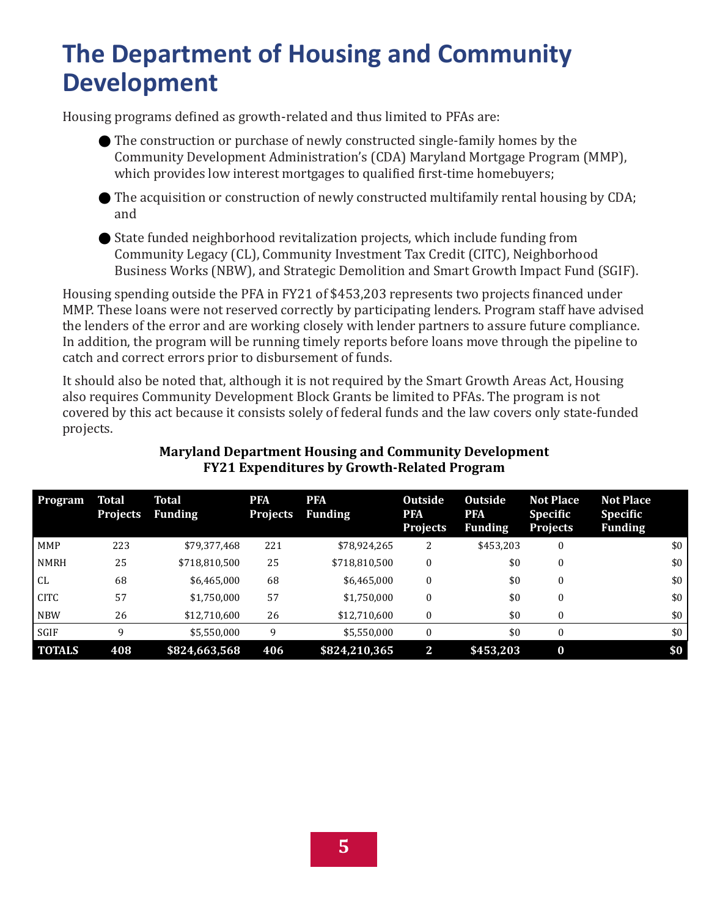# The Department of Housing and Community Development

Housing programs defined as growth-related and thus limited to PFAs are:

- The construction or purchase of newly constructed single-family homes by the Community Development Administration's (CDA) Maryland Mortgage Program (MMP), which provides low interest mortgages to qualified first-time homebuyers;
- The acquisition or construction of newly constructed multifamily rental housing by CDA; and
- State funded neighborhood revitalization projects, which include funding from Community Legacy (CL), Community Investment Tax Credit (CITC), Neighborhood Business Works (NBW), and Strategic Demolition and Smart Growth Impact Fund (SGIF).

Housing spending outside the PFA in FY21 of $453,203 represents two projects financed under MMP. These loans were not reserved correctly by participating lenders. Program staff have advised the lenders of the error and are working closely with lender partners to assure future compliance. In addition, the program will be running timely reports before loans move through the pipeline to catch and correct errors prior to disbursement of funds.

It should also be noted that, although it is not required by the Smart Growth Areas Act, Housing also requires Community Development Block Grants be limited to PFAs. The program is not covered by this act because it consists solely of federal funds and the law covers only state-funded projects.

**Maryland Department Housing and Community Development**
**FY21 Expenditures by Growth-Related Program**

| Program | Total Projects | Total Funding | PFA Projects | PFA Funding | Outside PFA Projects | Outside PFA Funding | Not Place Specific Projects | Not Place Specific Funding |
|---|---|---|---|---|---|---|---|---|
| MMP | 223 | $79,377,468 | 221 | $78,924,265 | 2 | $453,203 | 0 | $0 |
| NMRH | 25 | $718,810,500 | 25 | $718,810,500 | 0 | $0 | 0 | $0 |
| CL | 68 | $6,465,000 | 68 | $6,465,000 | 0 | $0 | 0 | $0 |
| CITC | 57 | $1,750,000 | 57 | $1,750,000 | 0 | $0 | 0 | $0 |
| NBW | 26 | $12,710,600 | 26 | $12,710,600 | 0 | $0 | 0 | $0 |
| SGIF | 9 | $5,550,000 | 9 | $5,550,000 | 0 | $0 | 0 | $0 |
| **TOTALS** | **408** | **$824,663,568** | **406** | **$824,210,365** | **2** | **$453,203** | **0** | **$0** |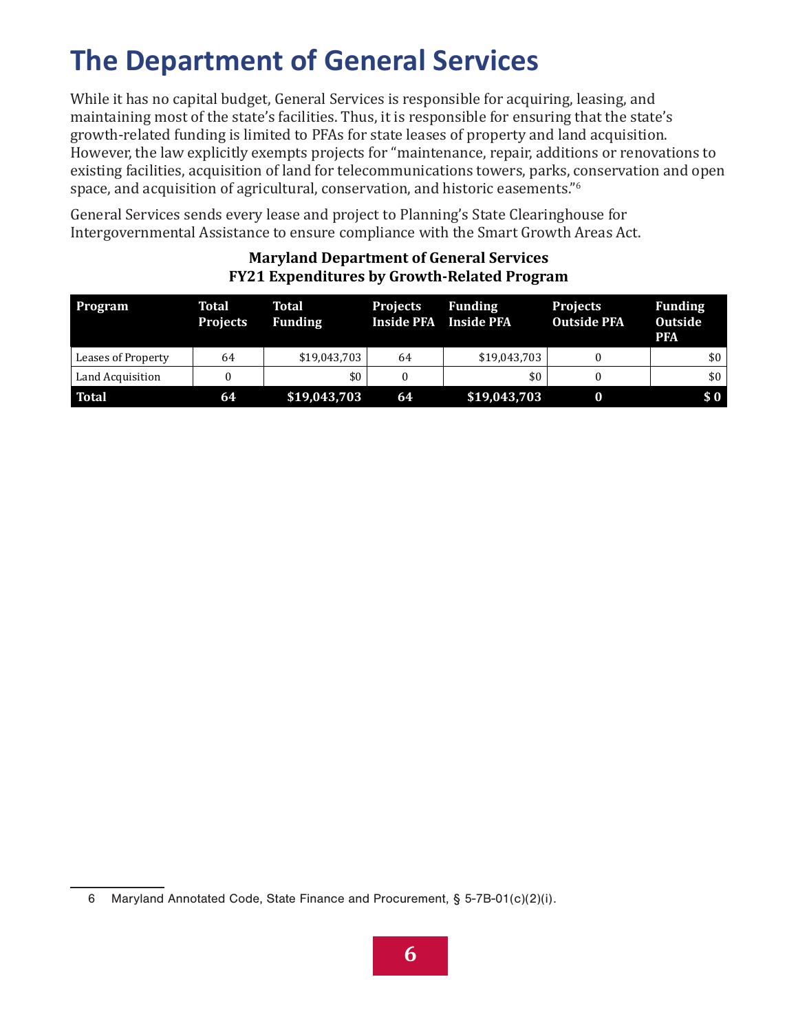# The Department of General Services

While it has no capital budget, General Services is responsible for acquiring, leasing, and maintaining most of the state's facilities. Thus, it is responsible for ensuring that the state's growth-related funding is limited to PFAs for state leases of property and land acquisition. However, the law explicitly exempts projects for "maintenance, repair, additions or renovations to existing facilities, acquisition of land for telecommunications towers, parks, conservation and open space, and acquisition of agricultural, conservation, and historic easements."[6]

General Services sends every lease and project to Planning's State Clearinghouse for Intergovernmental Assistance to ensure compliance with the Smart Growth Areas Act.

**Maryland Department of General Services**
**FY21 Expenditures by Growth-Related Program**

| Program | Total Projects | Total Funding | Projects Inside PFA | Funding Inside PFA | Projects Outside PFA | Funding Outside PFA |
|---|---|---|---|---|---|---|
| Leases of Property | 64 | $19,043,703 | 64 | $19,043,703 | 0 | $0 |
| Land Acquisition | 0 | $0 | 0 | $0 | 0 | $0 |
| **Total** | **64** | **$19,043,703** | **64** | **$19,043,703** | **0** | **$ 0** |

6 Maryland Annotated Code, State Finance and Procurement, § 5-7B-01(c)(2)(i).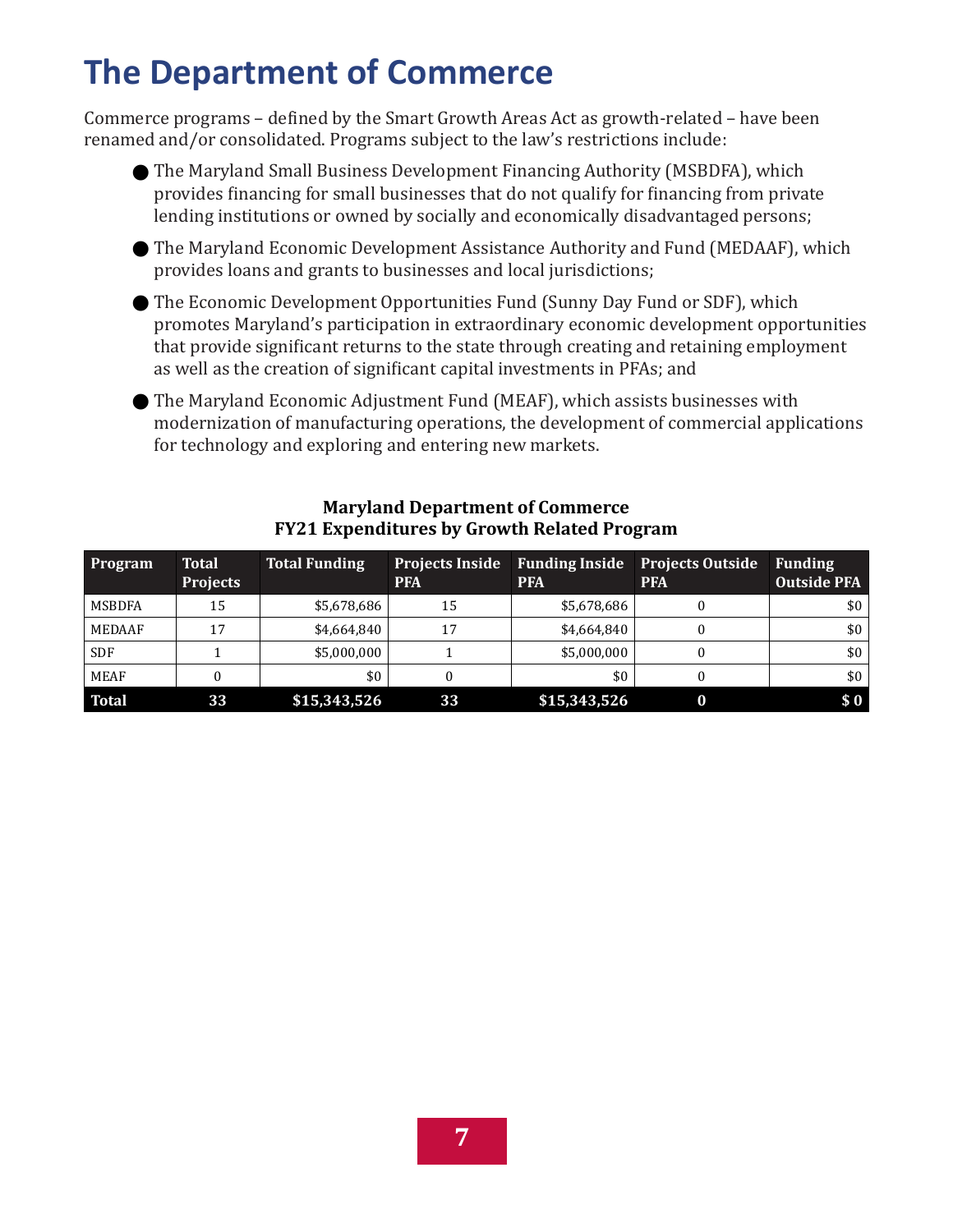# The Department of Commerce

Commerce programs – defined by the Smart Growth Areas Act as growth-related – have been renamed and/or consolidated. Programs subject to the law's restrictions include:

- The Maryland Small Business Development Financing Authority (MSBDFA), which provides financing for small businesses that do not qualify for financing from private lending institutions or owned by socially and economically disadvantaged persons;
- The Maryland Economic Development Assistance Authority and Fund (MEDAAF), which provides loans and grants to businesses and local jurisdictions;
- The Economic Development Opportunities Fund (Sunny Day Fund or SDF), which promotes Maryland's participation in extraordinary economic development opportunities that provide significant returns to the state through creating and retaining employment as well as the creation of significant capital investments in PFAs; and
- The Maryland Economic Adjustment Fund (MEAF), which assists businesses with modernization of manufacturing operations, the development of commercial applications for technology and exploring and entering new markets.

**Maryland Department of Commerce**
**FY21 Expenditures by Growth Related Program**

| Program | Total Projects | Total Funding | Projects Inside PFA | Funding Inside PFA | Projects Outside PFA | Funding Outside PFA |
|---|---|---|---|---|---|---|
| MSBDFA | 15 | $5,678,686 | 15 | $5,678,686 | 0 | $0 |
| MEDAAF | 17 | $4,664,840 | 17 | $4,664,840 | 0 | $0 |
| SDF | 1 | $5,000,000 | 1 | $5,000,000 | 0 | $0 |
| MEAF | 0 | $0 | 0 | $0 | 0 | $0 |
| **Total** | **33** | **$15,343,526** | **33** | **$15,343,526** | **0** | **$ 0** |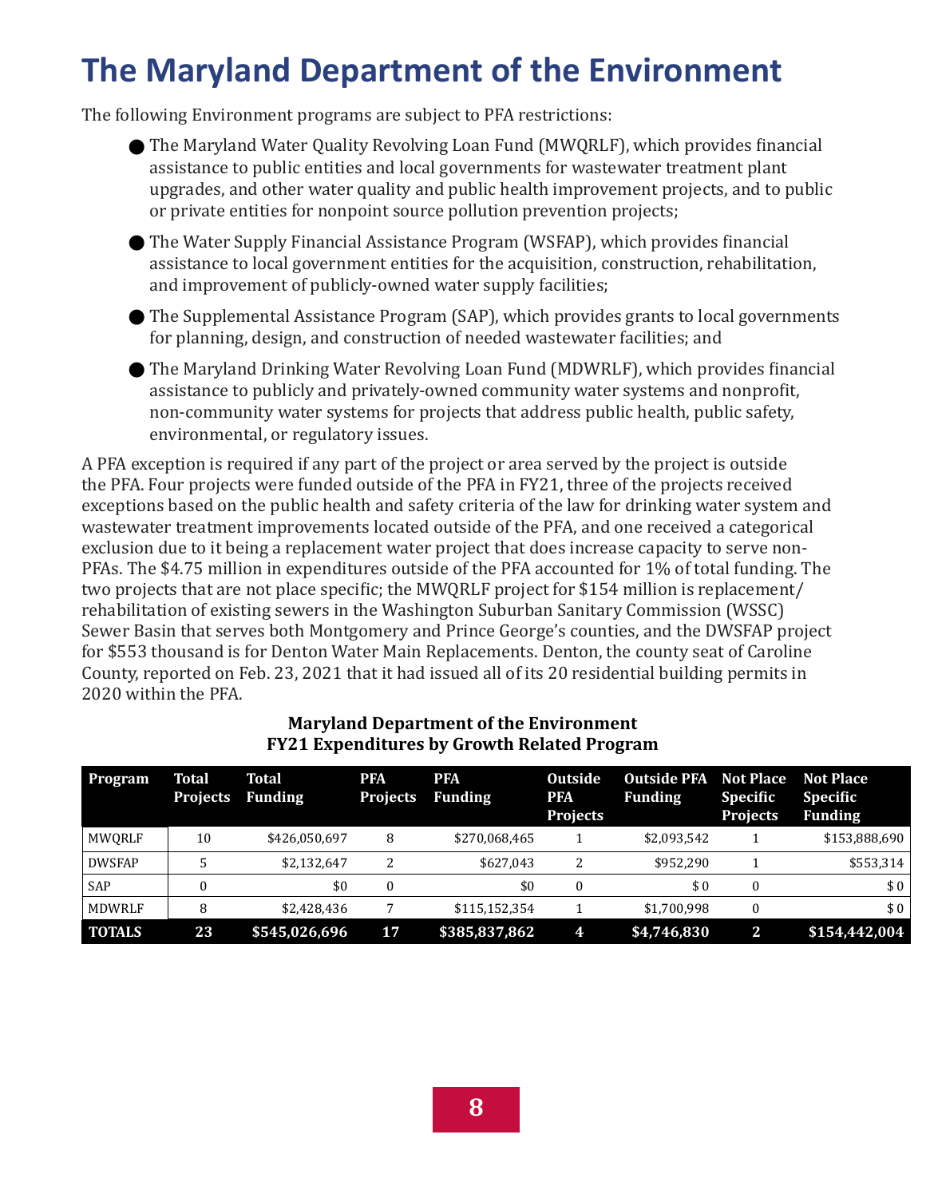# The Maryland Department of the Environment

The following Environment programs are subject to PFA restrictions:

- The Maryland Water Quality Revolving Loan Fund (MWQRLF), which provides financial assistance to public entities and local governments for wastewater treatment plant upgrades, and other water quality and public health improvement projects, and to public or private entities for nonpoint source pollution prevention projects;
- The Water Supply Financial Assistance Program (WSFAP), which provides financial assistance to local government entities for the acquisition, construction, rehabilitation, and improvement of publicly-owned water supply facilities;
- The Supplemental Assistance Program (SAP), which provides grants to local governments for planning, design, and construction of needed wastewater facilities; and
- The Maryland Drinking Water Revolving Loan Fund (MDWRLF), which provides financial assistance to publicly and privately-owned community water systems and nonprofit, non-community water systems for projects that address public health, public safety, environmental, or regulatory issues.

A PFA exception is required if any part of the project or area served by the project is outside the PFA. Four projects were funded outside of the PFA in FY21, three of the projects received exceptions based on the public health and safety criteria of the law for drinking water system and wastewater treatment improvements located outside of the PFA, and one received a categorical exclusion due to it being a replacement water project that does increase capacity to serve non-PFAs. The $4.75 million in expenditures outside of the PFA accounted for 1% of total funding. The two projects that are not place specific; the MWQRLF project for $154 million is replacement/rehabilitation of existing sewers in the Washington Suburban Sanitary Commission (WSSC) Sewer Basin that serves both Montgomery and Prince George's counties, and the DWSFAP project for $553 thousand is for Denton Water Main Replacements. Denton, the county seat of Caroline County, reported on Feb. 23, 2021 that it had issued all of its 20 residential building permits in 2020 within the PFA.

**Maryland Department of the Environment**
**FY21 Expenditures by Growth Related Program**

| Program | Total Projects | Total Funding | PFA Projects | PFA Funding | Outside PFA Projects | Outside PFA Funding | Not Place Specific Projects | Not Place Specific Funding |
|---|---|---|---|---|---|---|---|---|
| MWQRLF | 10 | $426,050,697 | 8 | $270,068,465 | 1 | $2,093,542 | 1 | $153,888,690 |
| DWSFAP | 5 | $2,132,647 | 2 | $627,043 | 2 | $952,290 | 1 | $553,314 |
| SAP | 0 | $0 | 0 | $0 | 0 | $ 0 | 0 | $ 0 |
| MDWRLF | 8 | $2,428,436 | 7 | $115,152,354 | 1 | $1,700,998 | 0 | $ 0 |
| **TOTALS** | **23** | **$545,026,696** | **17** | **$385,837,862** | **4** | **$4,746,830** | **2** | **$154,442,004** |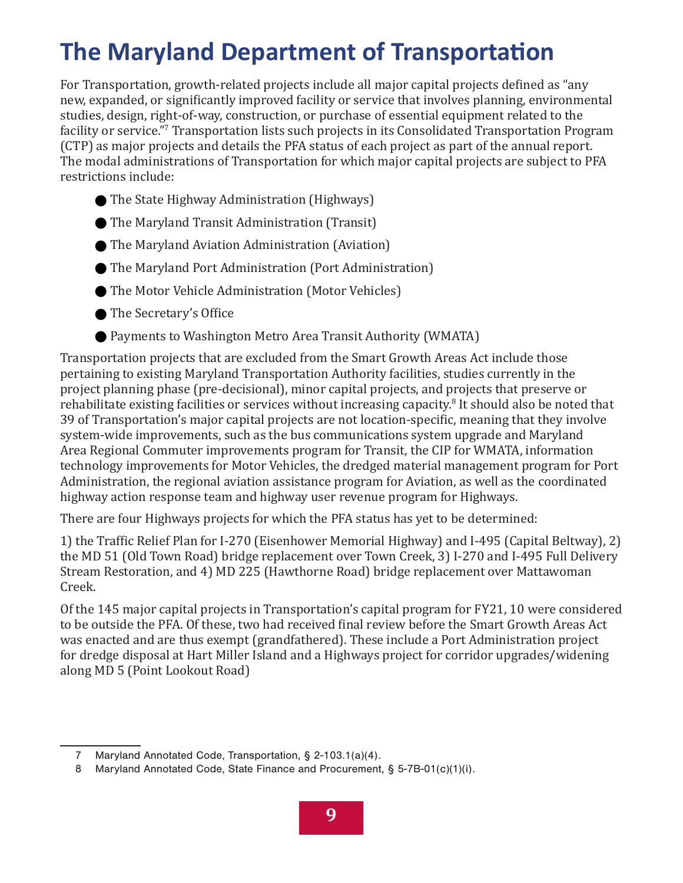# The Maryland Department of Transportation

For Transportation, growth-related projects include all major capital projects defined as "any new, expanded, or significantly improved facility or service that involves planning, environmental studies, design, right-of-way, construction, or purchase of essential equipment related to the facility or service."[7] Transportation lists such projects in its Consolidated Transportation Program (CTP) as major projects and details the PFA status of each project as part of the annual report. The modal administrations of Transportation for which major capital projects are subject to PFA restrictions include:

- The State Highway Administration (Highways)
- The Maryland Transit Administration (Transit)
- The Maryland Aviation Administration (Aviation)
- The Maryland Port Administration (Port Administration)
- The Motor Vehicle Administration (Motor Vehicles)
- The Secretary's Office
- Payments to Washington Metro Area Transit Authority (WMATA)

Transportation projects that are excluded from the Smart Growth Areas Act include those pertaining to existing Maryland Transportation Authority facilities, studies currently in the project planning phase (pre-decisional), minor capital projects, and projects that preserve or rehabilitate existing facilities or services without increasing capacity.[8] It should also be noted that 39 of Transportation's major capital projects are not location-specific, meaning that they involve system-wide improvements, such as the bus communications system upgrade and Maryland Area Regional Commuter improvements program for Transit, the CIP for WMATA, information technology improvements for Motor Vehicles, the dredged material management program for Port Administration, the regional aviation assistance program for Aviation, as well as the coordinated highway action response team and highway user revenue program for Highways.

There are four Highways projects for which the PFA status has yet to be determined:

1) the Traffic Relief Plan for I-270 (Eisenhower Memorial Highway) and I-495 (Capital Beltway), 2) the MD 51 (Old Town Road) bridge replacement over Town Creek, 3) I-270 and I-495 Full Delivery Stream Restoration, and 4) MD 225 (Hawthorne Road) bridge replacement over Mattawoman Creek.

Of the 145 major capital projects in Transportation's capital program for FY21, 10 were considered to be outside the PFA. Of these, two had received final review before the Smart Growth Areas Act was enacted and are thus exempt (grandfathered). These include a Port Administration project for dredge disposal at Hart Miller Island and a Highways project for corridor upgrades/widening along MD 5 (Point Lookout Road)

---

7 Maryland Annotated Code, Transportation, § 2-103.1(a)(4).

8 Maryland Annotated Code, State Finance and Procurement, § 5-7B-01(c)(1)(i).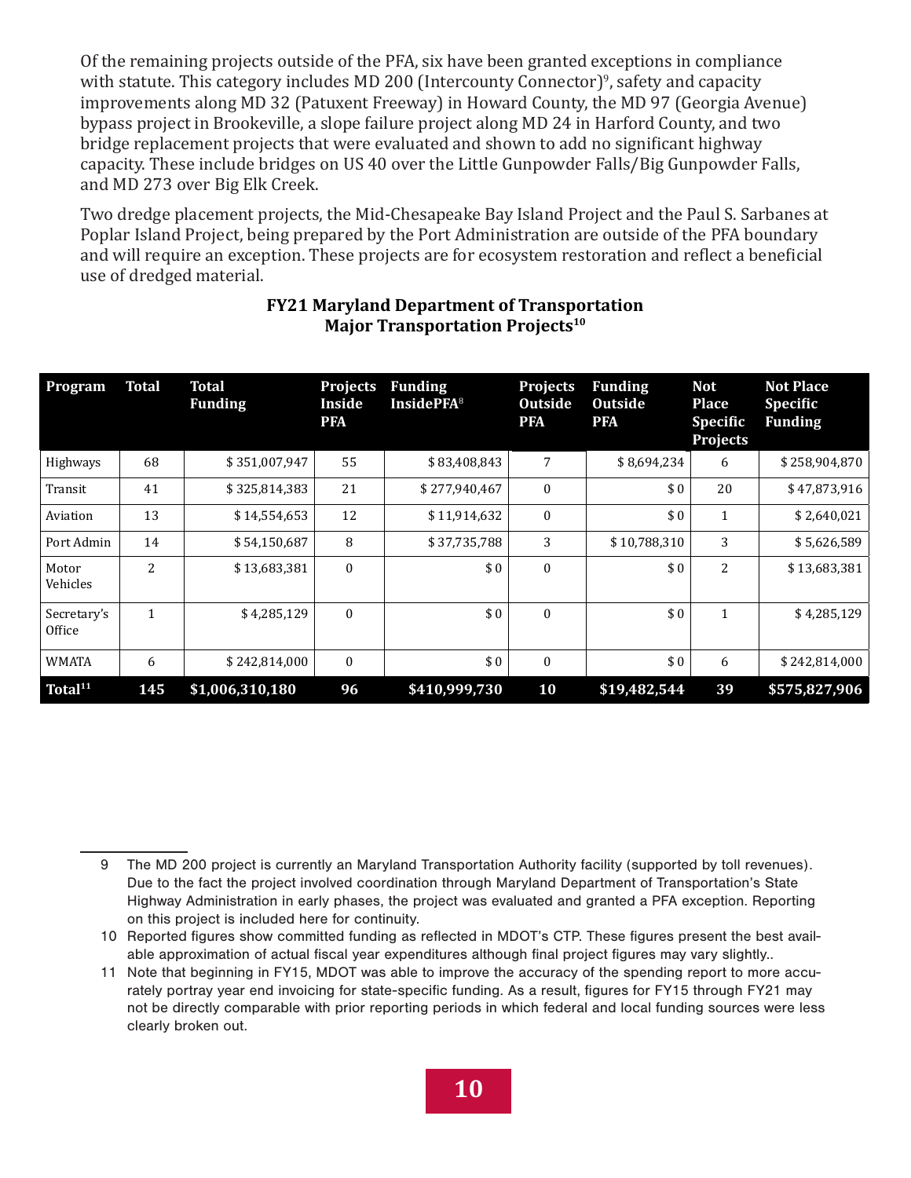Of the remaining projects outside of the PFA, six have been granted exceptions in compliance with statute. This category includes MD 200 (Intercounty Connector)[9], safety and capacity improvements along MD 32 (Patuxent Freeway) in Howard County, the MD 97 (Georgia Avenue) bypass project in Brookeville, a slope failure project along MD 24 in Harford County, and two bridge replacement projects that were evaluated and shown to add no significant highway capacity. These include bridges on US 40 over the Little Gunpowder Falls/Big Gunpowder Falls, and MD 273 over Big Elk Creek.

Two dredge placement projects, the Mid-Chesapeake Bay Island Project and the Paul S. Sarbanes at Poplar Island Project, being prepared by the Port Administration are outside of the PFA boundary and will require an exception. These projects are for ecosystem restoration and reflect a beneficial use of dredged material.

**FY21 Maryland Department of Transportation**
**Major Transportation Projects[10]**

| Program | Total | Total Funding | Projects Inside PFA | Funding InsidePFA[8] | Projects Outside PFA | Funding Outside PFA | Not Place Specific Projects | Not Place Specific Funding |
|---|---|---|---|---|---|---|---|---|
| Highways | 68 | $ 351,007,947 | 55 | $ 83,408,843 | 7 | $ 8,694,234 | 6 | $ 258,904,870 |
| Transit | 41 | $ 325,814,383 | 21 | $ 277,940,467 | 0 | $ 0 | 20 | $ 47,873,916 |
| Aviation | 13 | $ 14,554,653 | 12 | $ 11,914,632 | 0 | $ 0 | 1 | $ 2,640,021 |
| Port Admin | 14 | $ 54,150,687 | 8 | $ 37,735,788 | 3 | $ 10,788,310 | 3 | $ 5,626,589 |
| Motor Vehicles | 2 | $ 13,683,381 | 0 | $ 0 | 0 | $ 0 | 2 | $ 13,683,381 |
| Secretary's Office | 1 | $ 4,285,129 | 0 | $ 0 | 0 | $ 0 | 1 | $ 4,285,129 |
| WMATA | 6 | $ 242,814,000 | 0 | $ 0 | 0 | $ 0 | 6 | $ 242,814,000 |
| **Total[11]** | **145** | **$1,006,310,180** | **96** | **$410,999,730** | **10** | **$19,482,544** | **39** | **$575,827,906** |

9 The MD 200 project is currently an Maryland Transportation Authority facility (supported by toll revenues). Due to the fact the project involved coordination through Maryland Department of Transportation's State Highway Administration in early phases, the project was evaluated and granted a PFA exception. Reporting on this project is included here for continuity.

10 Reported figures show committed funding as reflected in MDOT's CTP. These figures present the best available approximation of actual fiscal year expenditures although final project figures may vary slightly..

11 Note that beginning in FY15, MDOT was able to improve the accuracy of the spending report to more accurately portray year end invoicing for state-specific funding. As a result, figures for FY15 through FY21 may not be directly comparable with prior reporting periods in which federal and local funding sources were less clearly broken out.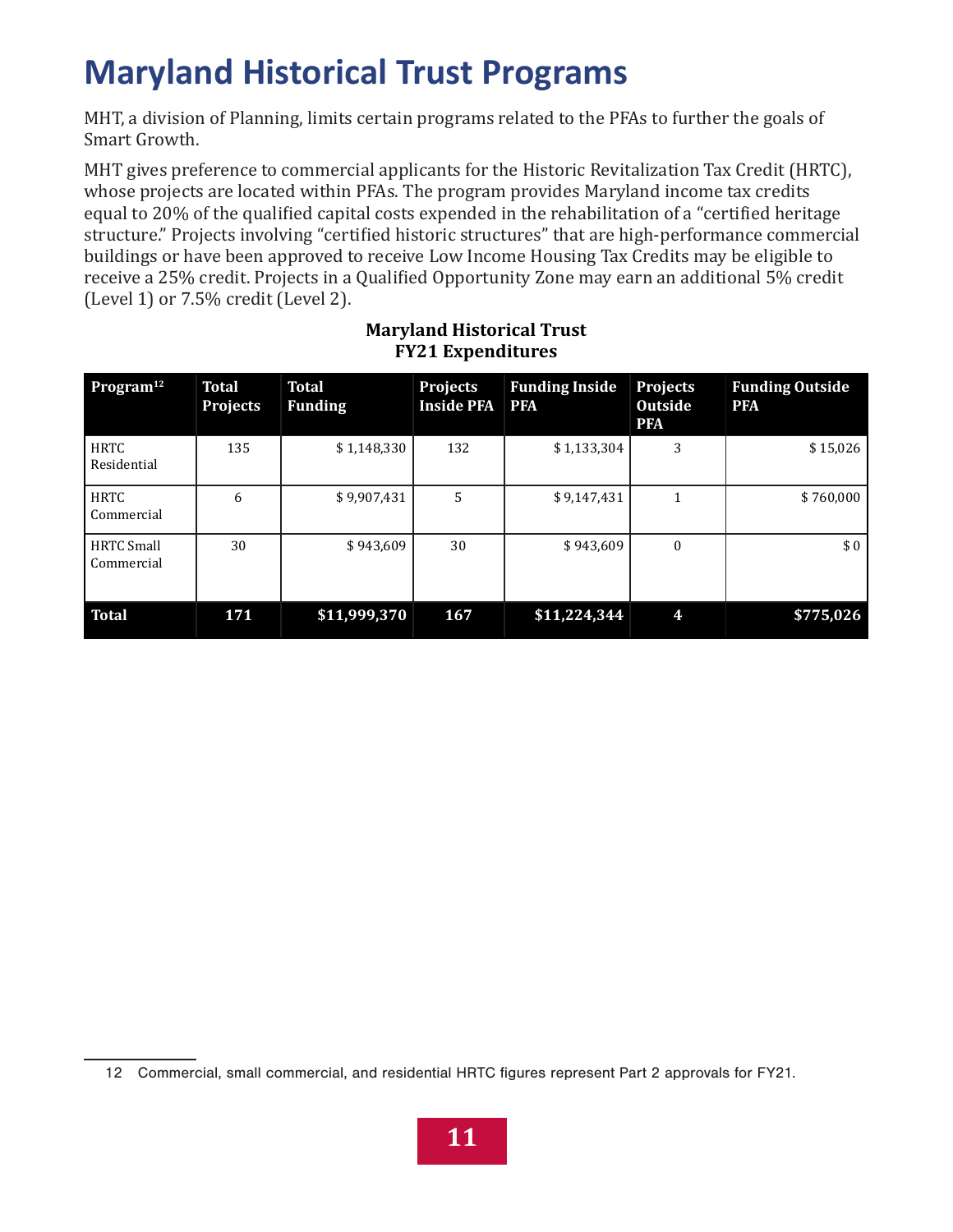# Maryland Historical Trust Programs

MHT, a division of Planning, limits certain programs related to the PFAs to further the goals of Smart Growth.

MHT gives preference to commercial applicants for the Historic Revitalization Tax Credit (HRTC), whose projects are located within PFAs. The program provides Maryland income tax credits equal to 20% of the qualified capital costs expended in the rehabilitation of a "certified heritage structure." Projects involving "certified historic structures" that are high-performance commercial buildings or have been approved to receive Low Income Housing Tax Credits may be eligible to receive a 25% credit. Projects in a Qualified Opportunity Zone may earn an additional 5% credit (Level 1) or 7.5% credit (Level 2).

**Maryland Historical Trust**
**FY21 Expenditures**

| Program[12] | Total Projects | Total Funding | Projects Inside PFA | Funding Inside PFA | Projects Outside PFA | Funding Outside PFA |
|---|---|---|---|---|---|---|
| HRTC Residential | 135 | $ 1,148,330 | 132 | $ 1,133,304 | 3 | $ 15,026 |
| HRTC Commercial | 6 | $ 9,907,431 | 5 | $ 9,147,431 | 1 | $ 760,000 |
| HRTC Small Commercial | 30 | $ 943,609 | 30 | $ 943,609 | 0 | $ 0 |
| **Total** | **171** | **$11,999,370** | **167** | **$11,224,344** | **4** | **$775,026** |

12 Commercial, small commercial, and residential HRTC figures represent Part 2 approvals for FY21.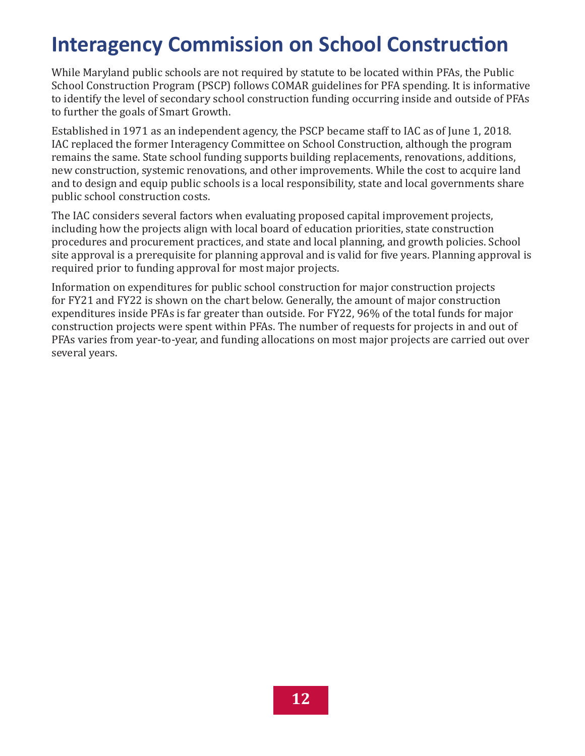# Interagency Commission on School Construction

While Maryland public schools are not required by statute to be located within PFAs, the Public School Construction Program (PSCP) follows COMAR guidelines for PFA spending. It is informative to identify the level of secondary school construction funding occurring inside and outside of PFAs to further the goals of Smart Growth.

Established in 1971 as an independent agency, the PSCP became staff to IAC as of June 1, 2018. IAC replaced the former Interagency Committee on School Construction, although the program remains the same. State school funding supports building replacements, renovations, additions, new construction, systemic renovations, and other improvements. While the cost to acquire land and to design and equip public schools is a local responsibility, state and local governments share public school construction costs.

The IAC considers several factors when evaluating proposed capital improvement projects, including how the projects align with local board of education priorities, state construction procedures and procurement practices, and state and local planning, and growth policies. School site approval is a prerequisite for planning approval and is valid for five years. Planning approval is required prior to funding approval for most major projects.

Information on expenditures for public school construction for major construction projects for FY21 and FY22 is shown on the chart below. Generally, the amount of major construction expenditures inside PFAs is far greater than outside. For FY22, 96% of the total funds for major construction projects were spent within PFAs. The number of requests for projects in and out of PFAs varies from year-to-year, and funding allocations on most major projects are carried out over several years.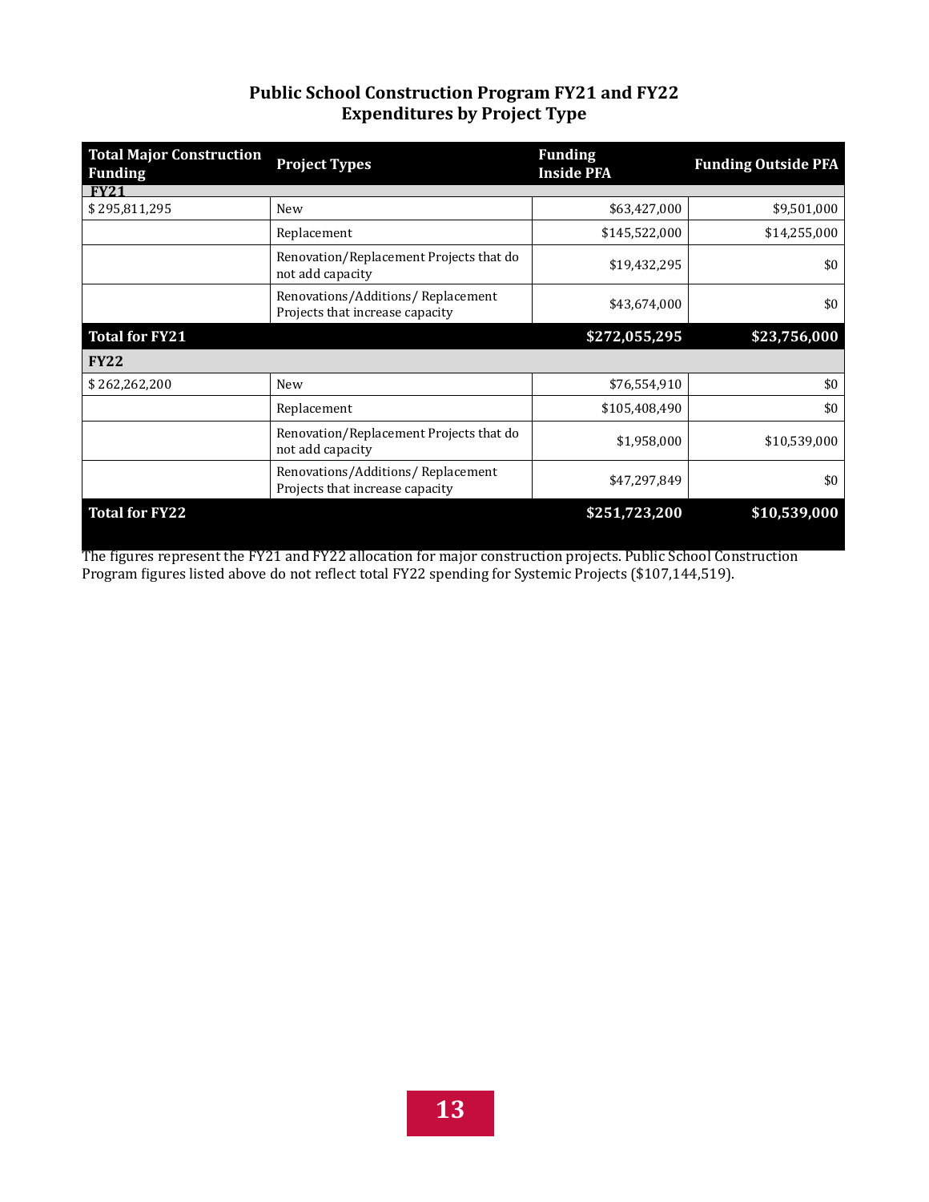## Public School Construction Program FY21 and FY22 Expenditures by Project Type

| Total Major Construction Funding | Project Types | Funding Inside PFA | Funding Outside PFA |
|---|---|---|---|
| **FY21** | | | |
| $ 295,811,295 | New | $63,427,000 | $9,501,000 |
| | Replacement | $145,522,000 | $14,255,000 |
| | Renovation/Replacement Projects that do not add capacity | $19,432,295 | $0 |
| | Renovations/Additions/ Replacement Projects that increase capacity | $43,674,000 | $0 |
| **Total for FY21** | | **$272,055,295** | **$23,756,000** |
| **FY22** | | | |
| $ 262,262,200 | New | $76,554,910 | $0 |
| | Replacement | $105,408,490 | $0 |
| | Renovation/Replacement Projects that do not add capacity | $1,958,000 | $10,539,000 |
| | Renovations/Additions/ Replacement Projects that increase capacity | $47,297,849 | $0 |
| **Total for FY22** | | **$251,723,200** | **$10,539,000** |

The figures represent the FY21 and FY22 allocation for major construction projects. Public School Construction Program figures listed above do not reflect total FY22 spending for Systemic Projects ($107,144,519).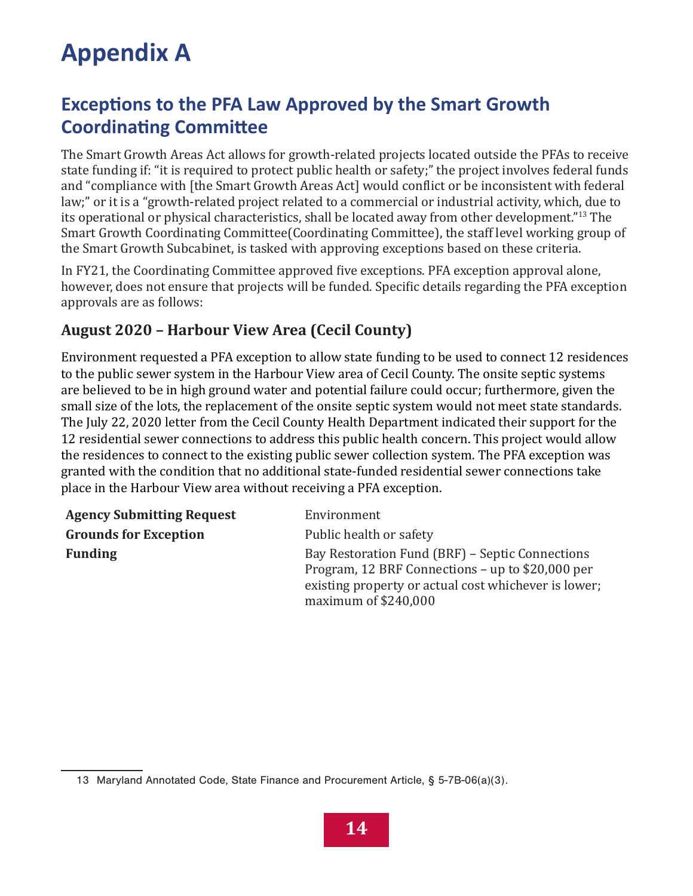# Appendix A

## Exceptions to the PFA Law Approved by the Smart Growth Coordinating Committee

The Smart Growth Areas Act allows for growth-related projects located outside the PFAs to receive state funding if: "it is required to protect public health or safety;" the project involves federal funds and "compliance with [the Smart Growth Areas Act] would conflict or be inconsistent with federal law;" or it is a "growth-related project related to a commercial or industrial activity, which, due to its operational or physical characteristics, shall be located away from other development."[13] The Smart Growth Coordinating Committee(Coordinating Committee), the staff level working group of the Smart Growth Subcabinet, is tasked with approving exceptions based on these criteria.

In FY21, the Coordinating Committee approved five exceptions. PFA exception approval alone, however, does not ensure that projects will be funded. Specific details regarding the PFA exception approvals are as follows:

### August 2020 – Harbour View Area (Cecil County)

Environment requested a PFA exception to allow state funding to be used to connect 12 residences to the public sewer system in the Harbour View area of Cecil County. The onsite septic systems are believed to be in high ground water and potential failure could occur; furthermore, given the small size of the lots, the replacement of the onsite septic system would not meet state standards. The July 22, 2020 letter from the Cecil County Health Department indicated their support for the 12 residential sewer connections to address this public health concern. This project would allow the residences to connect to the existing public sewer collection system. The PFA exception was granted with the condition that no additional state-funded residential sewer connections take place in the Harbour View area without receiving a PFA exception.

| | |
|---|---|
| **Agency Submitting Request** | Environment |
| **Grounds for Exception** | Public health or safety |
| **Funding** | Bay Restoration Fund (BRF) – Septic Connections Program, 12 BRF Connections – up to $20,000 per existing property or actual cost whichever is lower; maximum of $240,000 |

13 Maryland Annotated Code, State Finance and Procurement Article, § 5-7B-06(a)(3).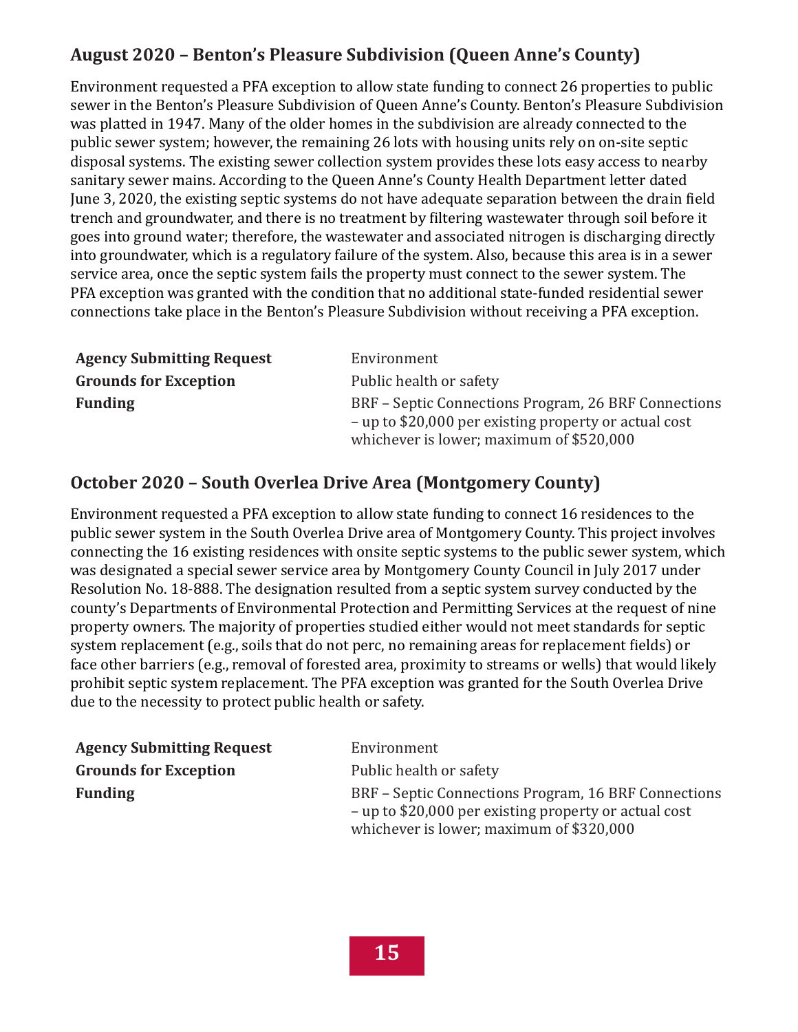## August 2020 – Benton's Pleasure Subdivision (Queen Anne's County)

Environment requested a PFA exception to allow state funding to connect 26 properties to public sewer in the Benton's Pleasure Subdivision of Queen Anne's County. Benton's Pleasure Subdivision was platted in 1947. Many of the older homes in the subdivision are already connected to the public sewer system; however, the remaining 26 lots with housing units rely on on-site septic disposal systems. The existing sewer collection system provides these lots easy access to nearby sanitary sewer mains. According to the Queen Anne's County Health Department letter dated June 3, 2020, the existing septic systems do not have adequate separation between the drain field trench and groundwater, and there is no treatment by filtering wastewater through soil before it goes into ground water; therefore, the wastewater and associated nitrogen is discharging directly into groundwater, which is a regulatory failure of the system. Also, because this area is in a sewer service area, once the septic system fails the property must connect to the sewer system. The PFA exception was granted with the condition that no additional state-funded residential sewer connections take place in the Benton's Pleasure Subdivision without receiving a PFA exception.

| | |
|---|---|
| **Agency Submitting Request** | Environment |
| **Grounds for Exception** | Public health or safety |
| **Funding** | BRF – Septic Connections Program, 26 BRF Connections – up to $20,000 per existing property or actual cost whichever is lower; maximum of $520,000 |

## October 2020 – South Overlea Drive Area (Montgomery County)

Environment requested a PFA exception to allow state funding to connect 16 residences to the public sewer system in the South Overlea Drive area of Montgomery County. This project involves connecting the 16 existing residences with onsite septic systems to the public sewer system, which was designated a special sewer service area by Montgomery County Council in July 2017 under Resolution No. 18-888. The designation resulted from a septic system survey conducted by the county's Departments of Environmental Protection and Permitting Services at the request of nine property owners. The majority of properties studied either would not meet standards for septic system replacement (e.g., soils that do not perc, no remaining areas for replacement fields) or face other barriers (e.g., removal of forested area, proximity to streams or wells) that would likely prohibit septic system replacement. The PFA exception was granted for the South Overlea Drive due to the necessity to protect public health or safety.

| | |
|---|---|
| **Agency Submitting Request** | Environment |
| **Grounds for Exception** | Public health or safety |
| **Funding** | BRF – Septic Connections Program, 16 BRF Connections – up to $20,000 per existing property or actual cost whichever is lower; maximum of $320,000 |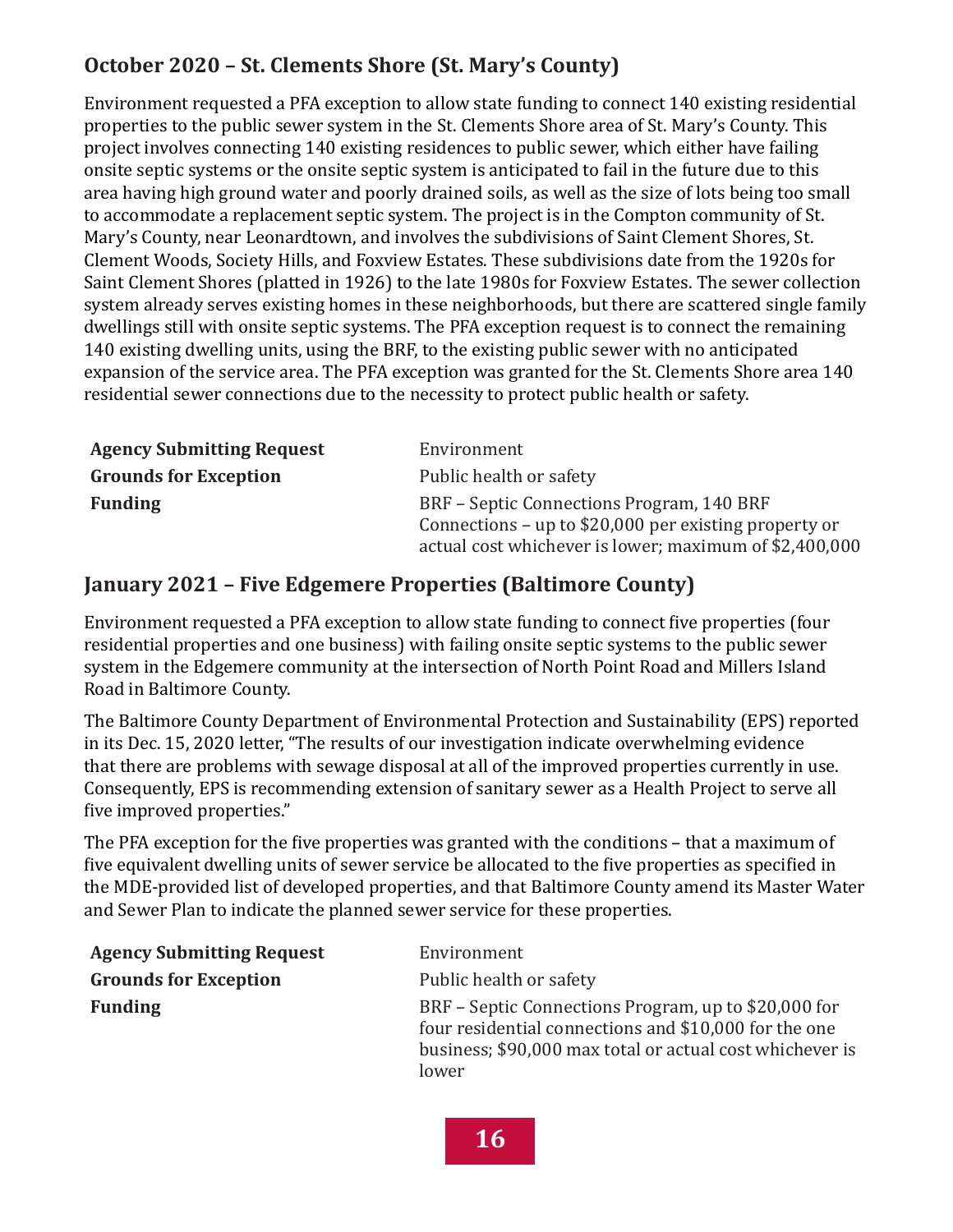## October 2020 – St. Clements Shore (St. Mary's County)

Environment requested a PFA exception to allow state funding to connect 140 existing residential properties to the public sewer system in the St. Clements Shore area of St. Mary's County. This project involves connecting 140 existing residences to public sewer, which either have failing onsite septic systems or the onsite septic system is anticipated to fail in the future due to this area having high ground water and poorly drained soils, as well as the size of lots being too small to accommodate a replacement septic system. The project is in the Compton community of St. Mary's County, near Leonardtown, and involves the subdivisions of Saint Clement Shores, St. Clement Woods, Society Hills, and Foxview Estates. These subdivisions date from the 1920s for Saint Clement Shores (platted in 1926) to the late 1980s for Foxview Estates. The sewer collection system already serves existing homes in these neighborhoods, but there are scattered single family dwellings still with onsite septic systems. The PFA exception request is to connect the remaining 140 existing dwelling units, using the BRF, to the existing public sewer with no anticipated expansion of the service area. The PFA exception was granted for the St. Clements Shore area 140 residential sewer connections due to the necessity to protect public health or safety.

| | |
|---|---|
| **Agency Submitting Request** | Environment |
| **Grounds for Exception** | Public health or safety |
| **Funding** | BRF – Septic Connections Program, 140 BRF Connections – up to $20,000 per existing property or actual cost whichever is lower; maximum of $2,400,000 |

## January 2021 – Five Edgemere Properties (Baltimore County)

Environment requested a PFA exception to allow state funding to connect five properties (four residential properties and one business) with failing onsite septic systems to the public sewer system in the Edgemere community at the intersection of North Point Road and Millers Island Road in Baltimore County.

The Baltimore County Department of Environmental Protection and Sustainability (EPS) reported in its Dec. 15, 2020 letter, "The results of our investigation indicate overwhelming evidence that there are problems with sewage disposal at all of the improved properties currently in use. Consequently, EPS is recommending extension of sanitary sewer as a Health Project to serve all five improved properties."

The PFA exception for the five properties was granted with the conditions – that a maximum of five equivalent dwelling units of sewer service be allocated to the five properties as specified in the MDE-provided list of developed properties, and that Baltimore County amend its Master Water and Sewer Plan to indicate the planned sewer service for these properties.

| | |
|---|---|
| **Agency Submitting Request** | Environment |
| **Grounds for Exception** | Public health or safety |
| **Funding** | BRF – Septic Connections Program, up to $20,000 for four residential connections and $10,000 for the one business; $90,000 max total or actual cost whichever is lower |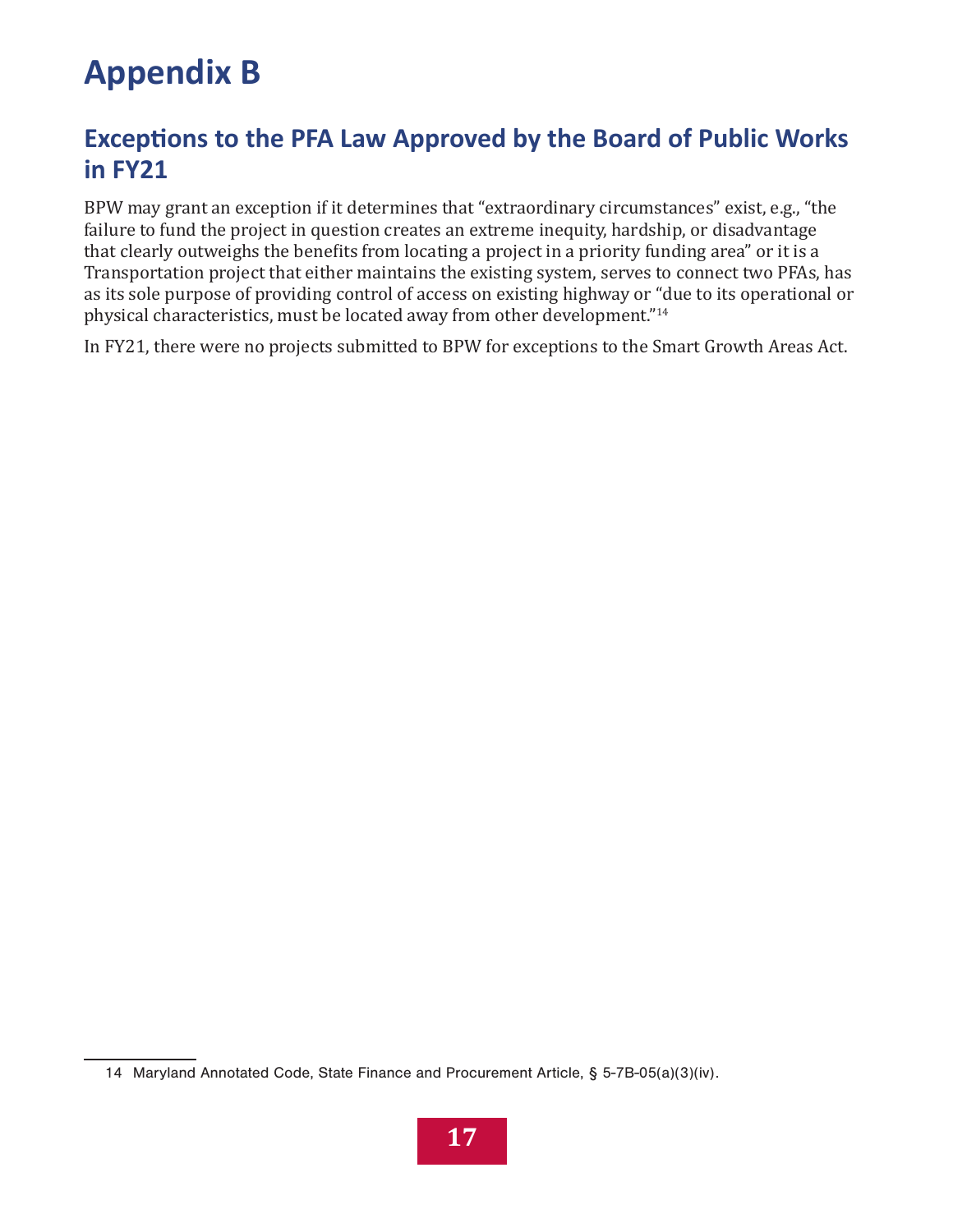# Appendix B

## Exceptions to the PFA Law Approved by the Board of Public Works in FY21

BPW may grant an exception if it determines that "extraordinary circumstances" exist, e.g., "the failure to fund the project in question creates an extreme inequity, hardship, or disadvantage that clearly outweighs the benefits from locating a project in a priority funding area" or it is a Transportation project that either maintains the existing system, serves to connect two PFAs, has as its sole purpose of providing control of access on existing highway or "due to its operational or physical characteristics, must be located away from other development."[14]

In FY21, there were no projects submitted to BPW for exceptions to the Smart Growth Areas Act.

---

14 Maryland Annotated Code, State Finance and Procurement Article, § 5-7B-05(a)(3)(iv).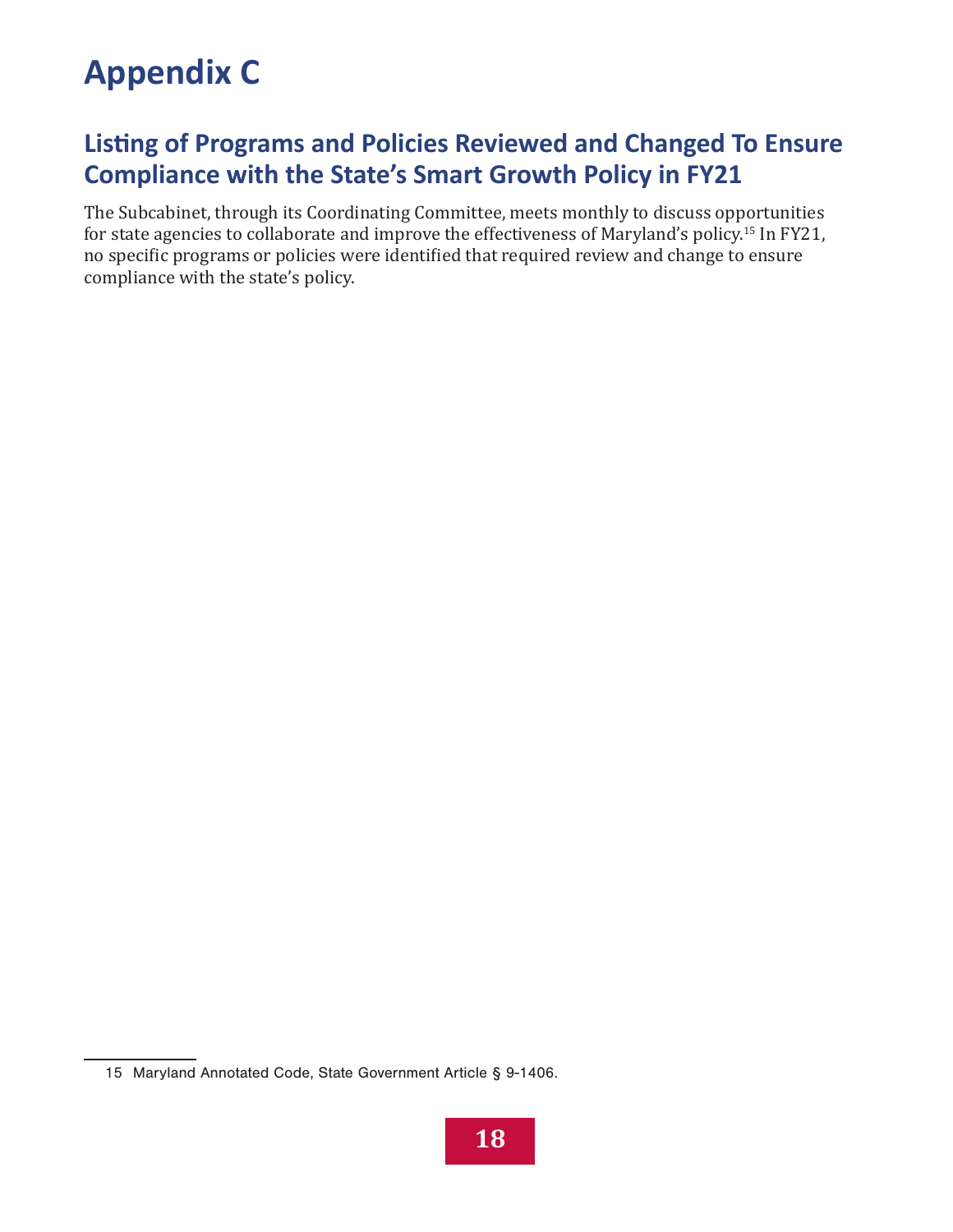# Appendix C

## Listing of Programs and Policies Reviewed and Changed To Ensure Compliance with the State's Smart Growth Policy in FY21

The Subcabinet, through its Coordinating Committee, meets monthly to discuss opportunities for state agencies to collaborate and improve the effectiveness of Maryland's policy.[15] In FY21, no specific programs or policies were identified that required review and change to ensure compliance with the state's policy.

15 Maryland Annotated Code, State Government Article § 9-1406.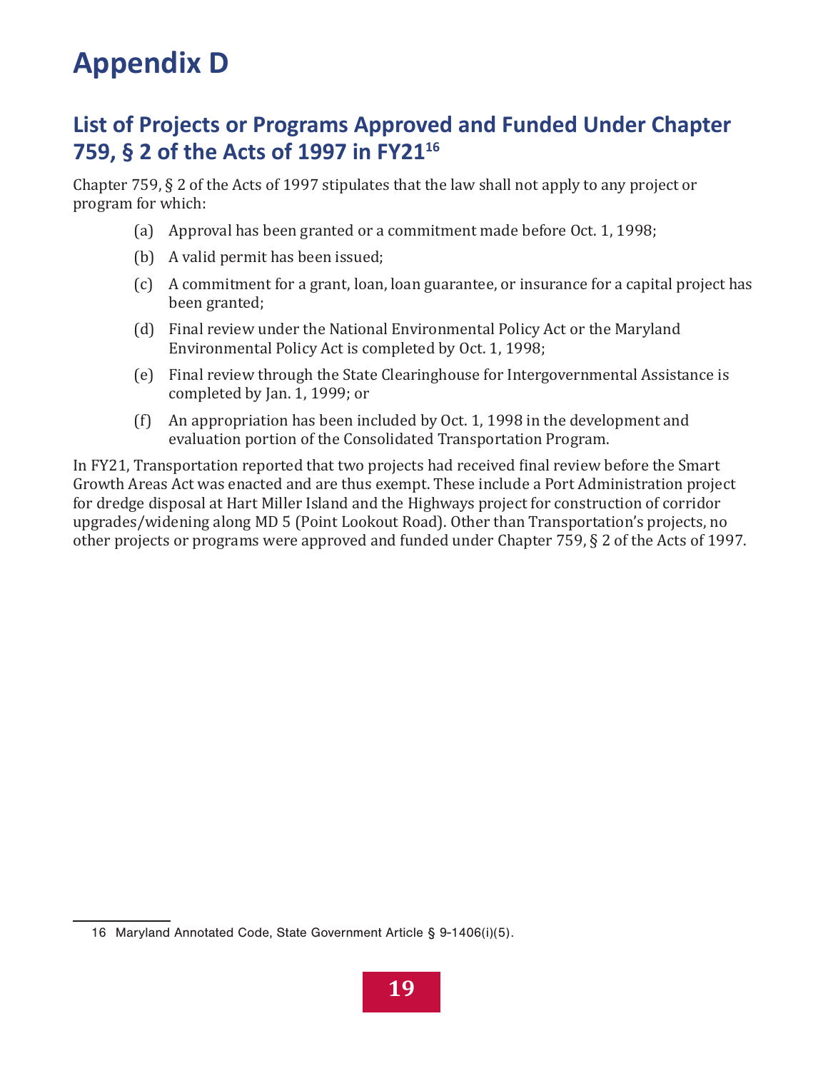# Appendix D

## List of Projects or Programs Approved and Funded Under Chapter 759, § 2 of the Acts of 1997 in FY21[16]

Chapter 759, § 2 of the Acts of 1997 stipulates that the law shall not apply to any project or program for which:

(a) Approval has been granted or a commitment made before Oct. 1, 1998;

(b) A valid permit has been issued;

(c) A commitment for a grant, loan, loan guarantee, or insurance for a capital project has been granted;

(d) Final review under the National Environmental Policy Act or the Maryland Environmental Policy Act is completed by Oct. 1, 1998;

(e) Final review through the State Clearinghouse for Intergovernmental Assistance is completed by Jan. 1, 1999; or

(f) An appropriation has been included by Oct. 1, 1998 in the development and evaluation portion of the Consolidated Transportation Program.

In FY21, Transportation reported that two projects had received final review before the Smart Growth Areas Act was enacted and are thus exempt. These include a Port Administration project for dredge disposal at Hart Miller Island and the Highways project for construction of corridor upgrades/widening along MD 5 (Point Lookout Road). Other than Transportation's projects, no other projects or programs were approved and funded under Chapter 759, § 2 of the Acts of 1997.

16 Maryland Annotated Code, State Government Article § 9-1406(i)(5).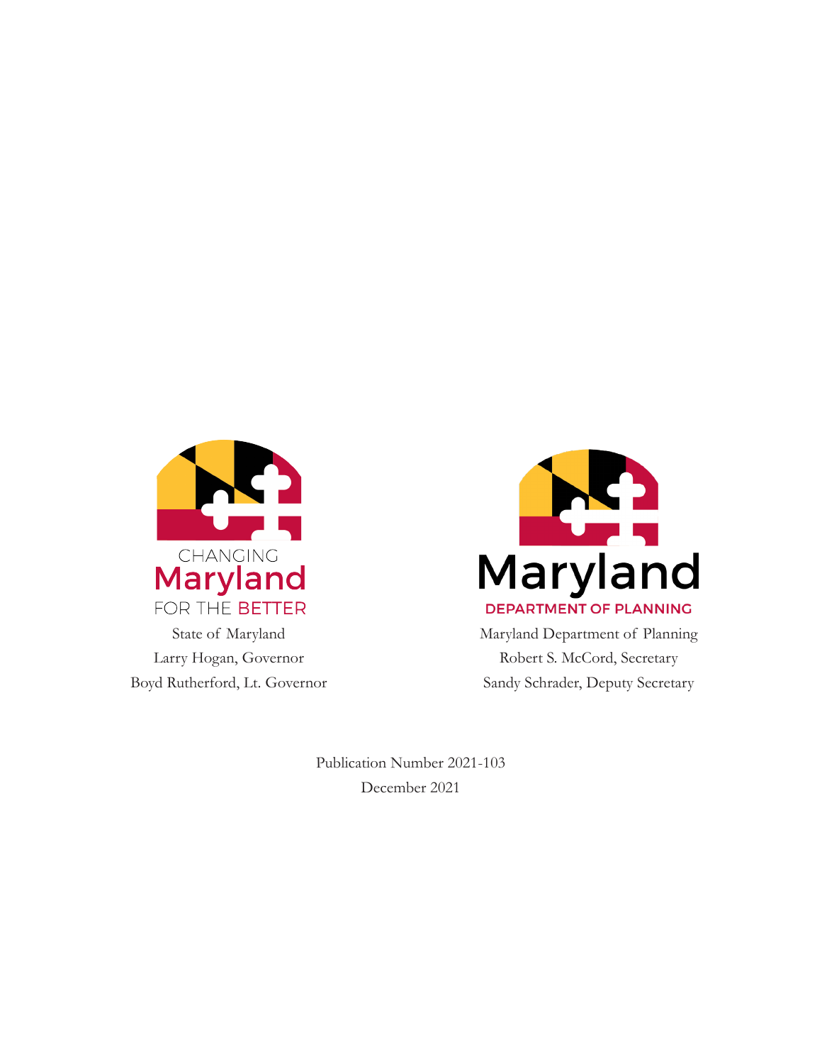CHANGING
Maryland
FOR THE BETTER

State of Maryland
Larry Hogan, Governor
Boyd Rutherford, Lt. Governor

Maryland
DEPARTMENT OF PLANNING

Maryland Department of Planning
Robert S. McCord, Secretary
Sandy Schrader, Deputy Secretary

Publication Number 2021-103
December 2021